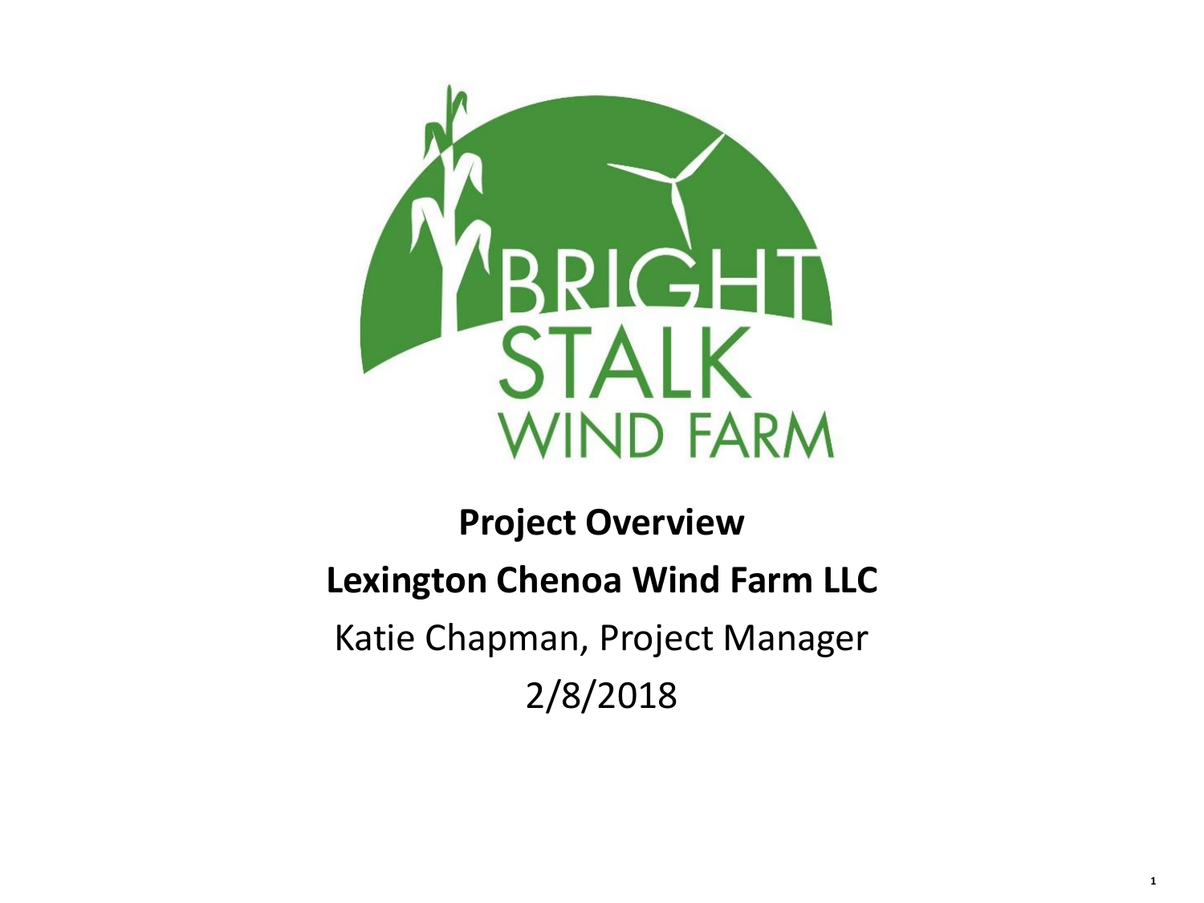BRIGHT STALK WIND FARM

**Project Overview**

**Lexington Chenoa Wind Farm LLC**

Katie Chapman, Project Manager

2/8/2018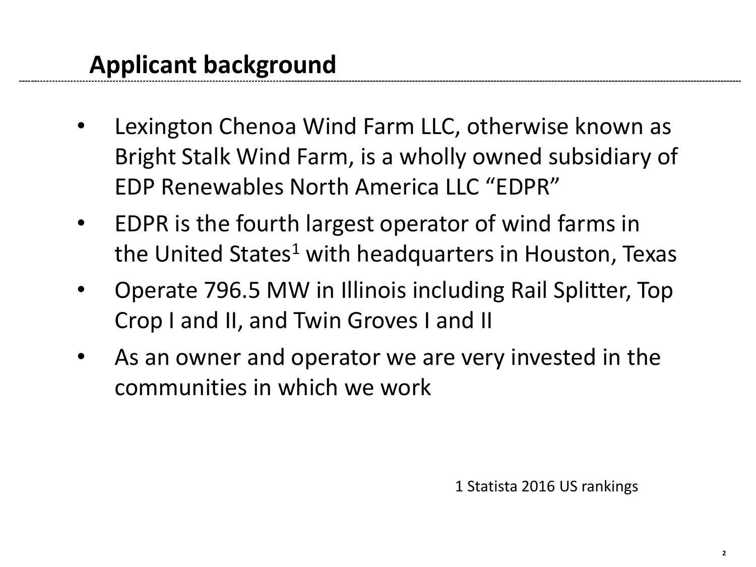## Applicant background

- Lexington Chenoa Wind Farm LLC, otherwise known as Bright Stalk Wind Farm, is a wholly owned subsidiary of EDP Renewables North America LLC "EDPR"
- EDPR is the fourth largest operator of wind farms in the United States[1] with headquarters in Houston, Texas
- Operate 796.5 MW in Illinois including Rail Splitter, Top Crop I and II, and Twin Groves I and II
- As an owner and operator we are very invested in the communities in which we work

1 Statista 2016 US rankings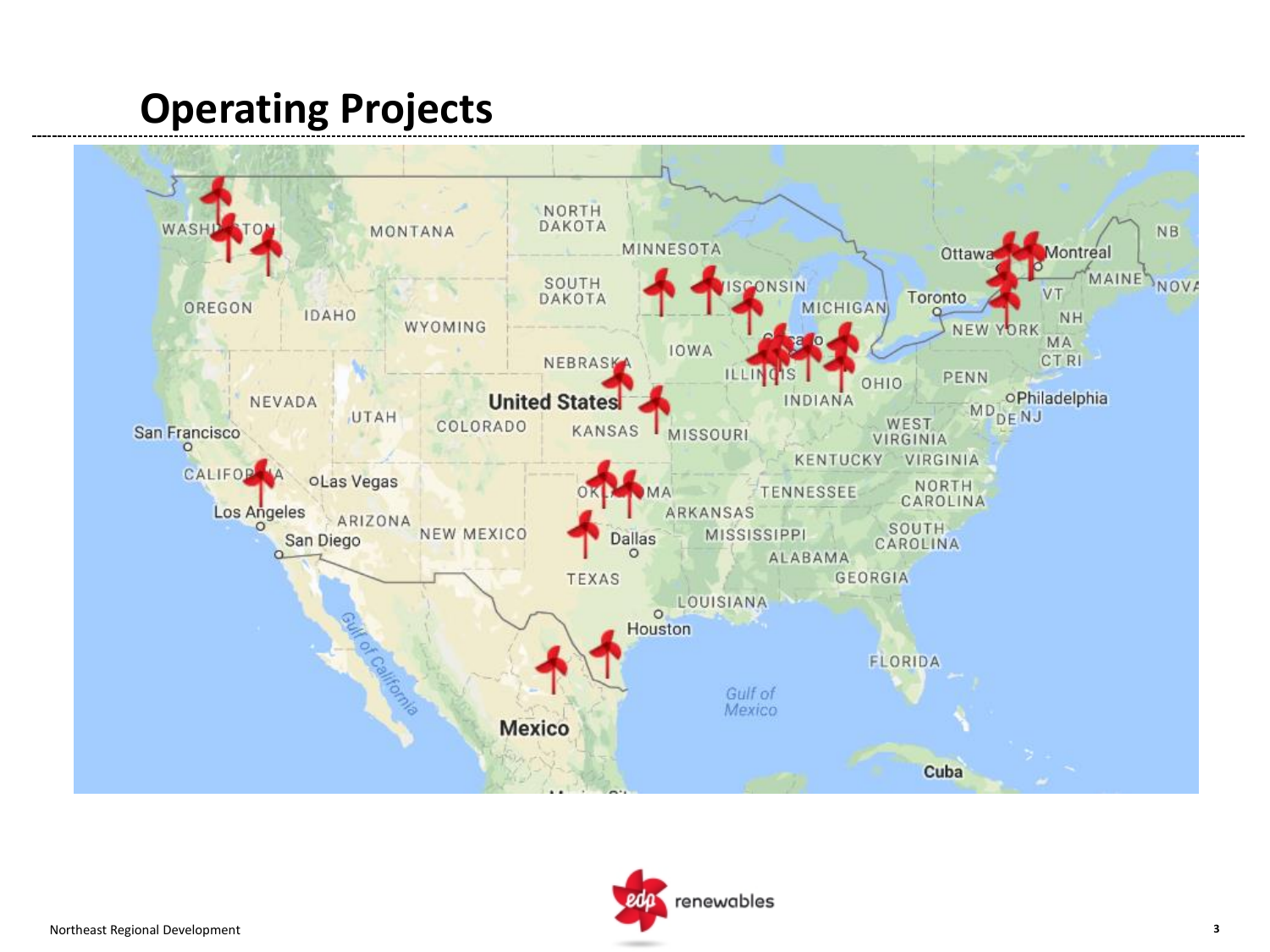# Operating Projects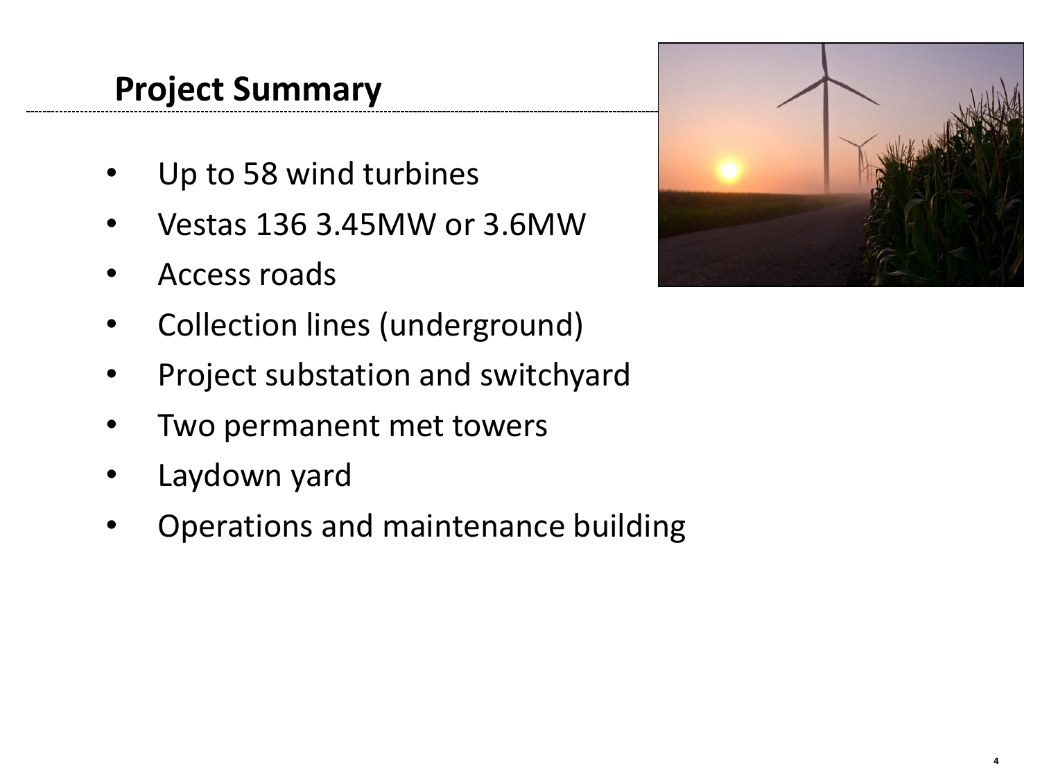## Project Summary

- Up to 58 wind turbines
- Vestas 136 3.45MW or 3.6MW
- Access roads
- Collection lines (underground)
- Project substation and switchyard
- Two permanent met towers
- Laydown yard
- Operations and maintenance building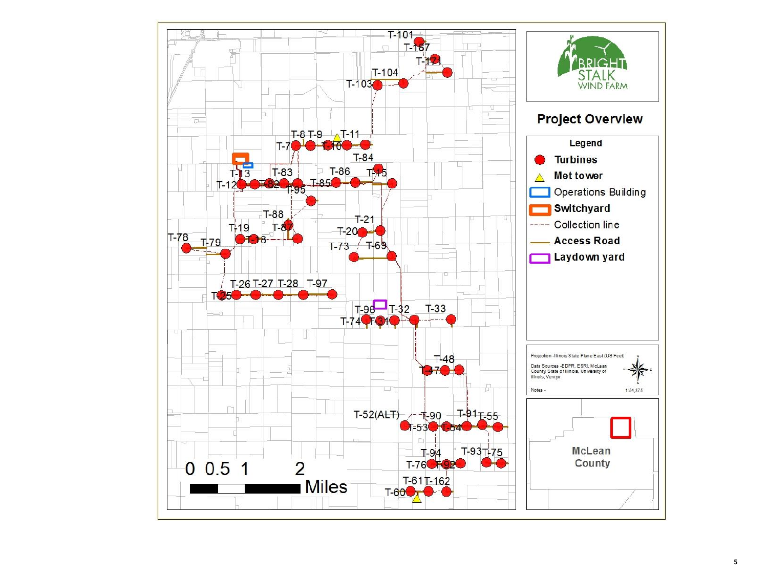BRIGHT STALK WIND FARM

## Project Overview

**Legend**

- Turbines
- Met tower
- Operations Building
- Switchyard
- Collection line
- Access Road
- Laydown yard

Projection - Illinois State Plane East (US Feet)

Data Sources - EDPR, ESRI, McLean County State of Illinois, University of Illinois, Ventyx

Notes -

1:54,375

McLean County

0 0.5 1 2 Miles

T-101, T-167, T-171, T-104, T-103, T-8, T-9, T-11, T-7, T-10, T-84, T-13, T-83, T-86, T-15, T-12, T-82, T-85, T-95, T-88, T-21, T-19, T-87, T-20, T-78, T-79, T-18, T-73, T-69, T-26, T-27, T-28, T-97, T-25, T-96, T-32, T-33, T-74, T-31, T-48, T-47, T-52(ALT), T-90, T-91, T-55, T-53, T-54, T-94, T-93, T-75, T-76, T-92, T-61, T-162, T-60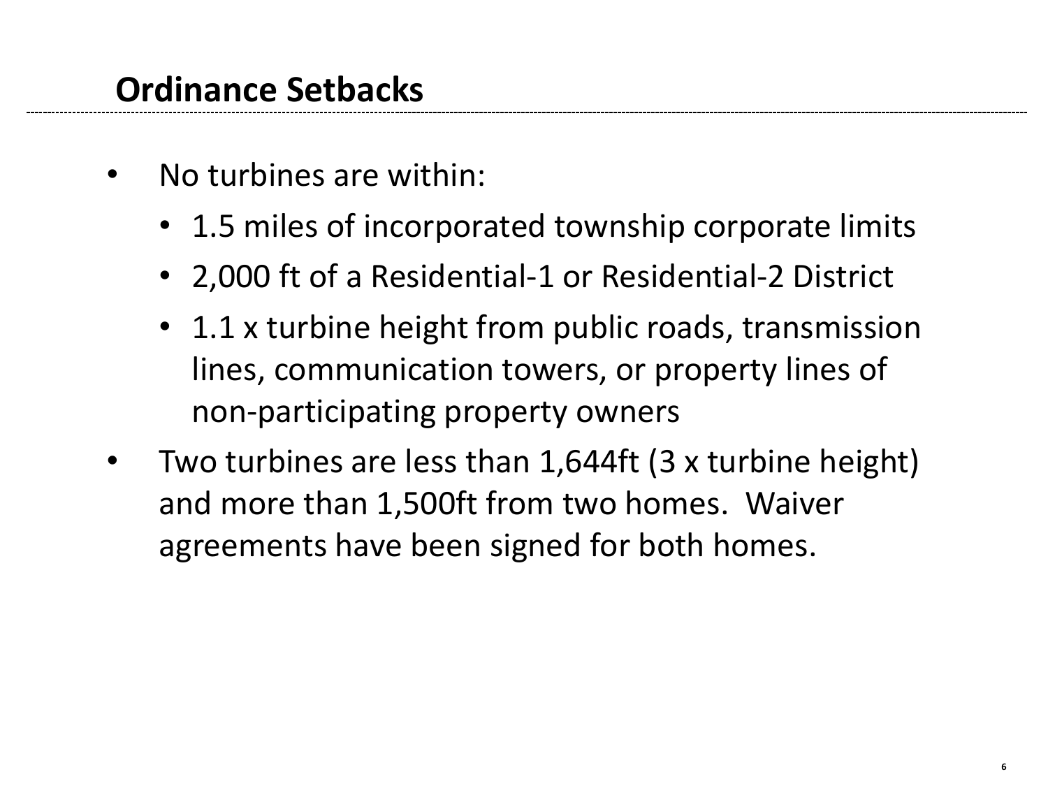## Ordinance Setbacks

- No turbines are within:
  - 1.5 miles of incorporated township corporate limits
  - 2,000 ft of a Residential-1 or Residential-2 District
  - 1.1 x turbine height from public roads, transmission lines, communication towers, or property lines of non-participating property owners
- Two turbines are less than 1,644ft (3 x turbine height) and more than 1,500ft from two homes. Waiver agreements have been signed for both homes.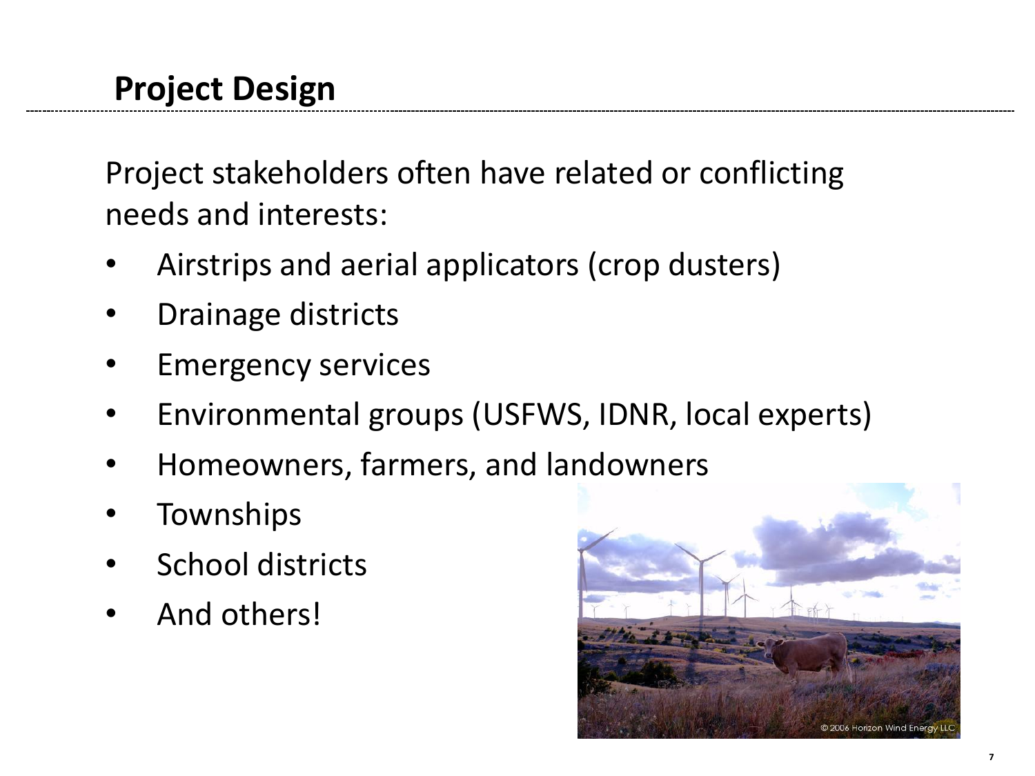## Project Design

Project stakeholders often have related or conflicting needs and interests:

- Airstrips and aerial applicators (crop dusters)
- Drainage districts
- Emergency services
- Environmental groups (USFWS, IDNR, local experts)
- Homeowners, farmers, and landowners
- Townships
- School districts
- And others!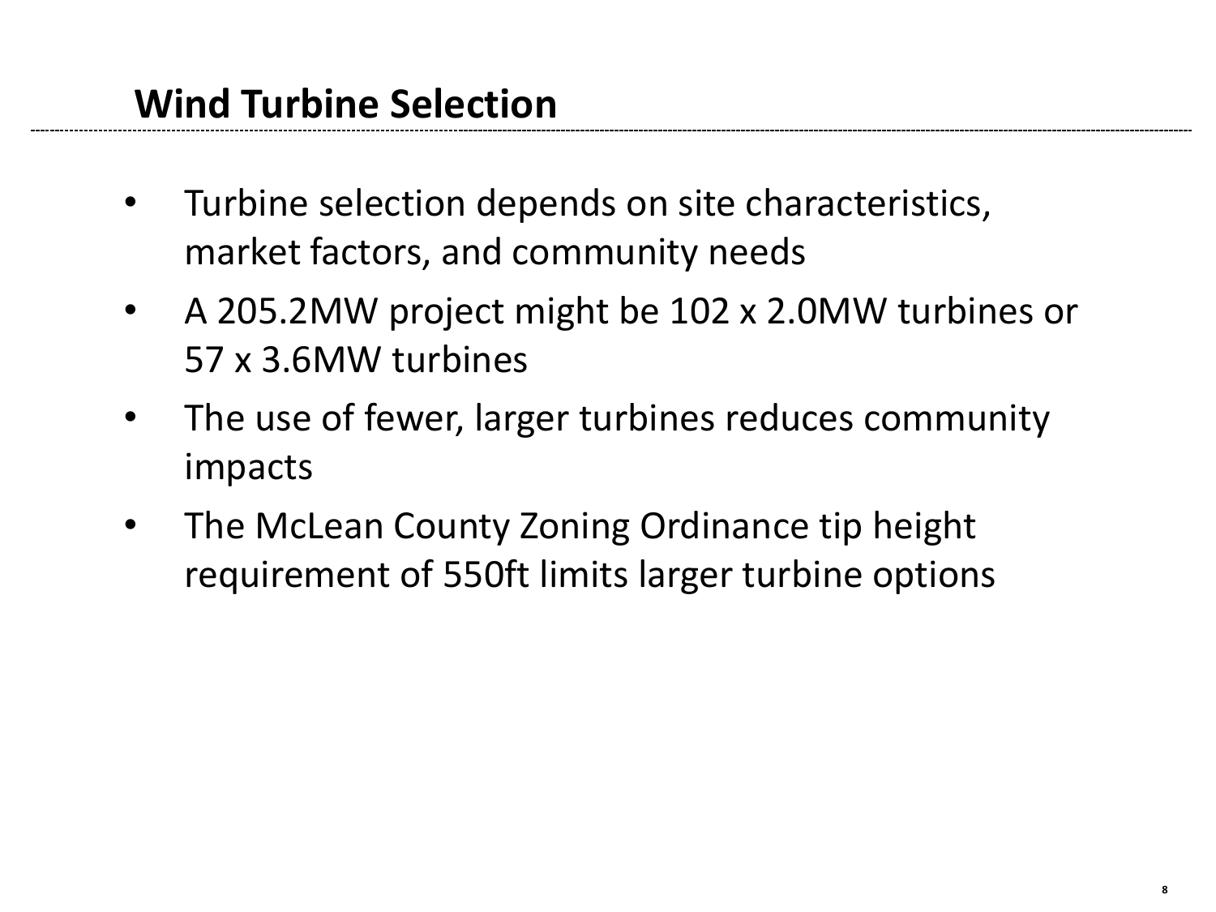## Wind Turbine Selection

- Turbine selection depends on site characteristics, market factors, and community needs
- A 205.2MW project might be 102 x 2.0MW turbines or 57 x 3.6MW turbines
- The use of fewer, larger turbines reduces community impacts
- The McLean County Zoning Ordinance tip height requirement of 550ft limits larger turbine options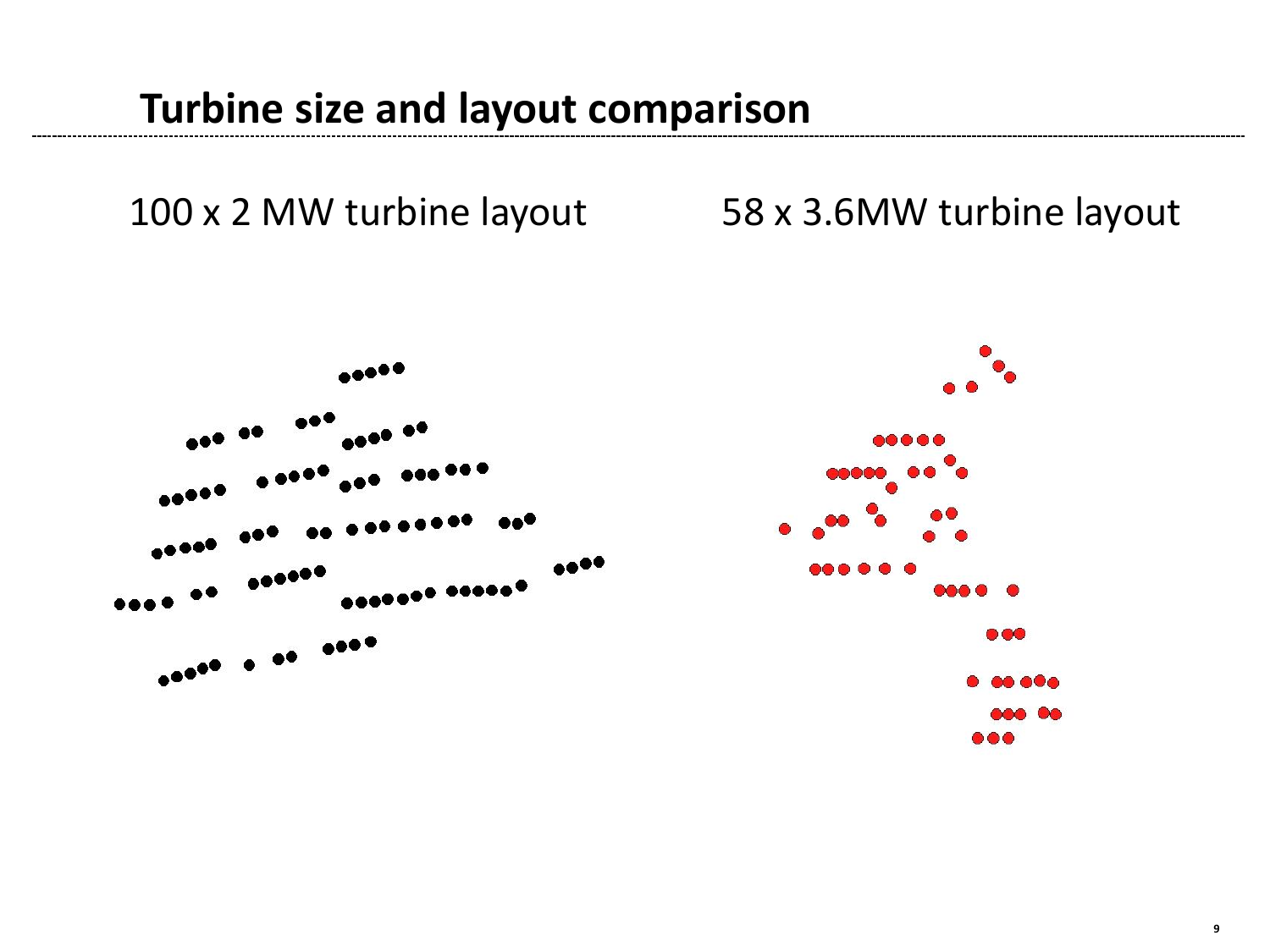## Turbine size and layout comparison

100 x 2 MW turbine layout

58 x 3.6MW turbine layout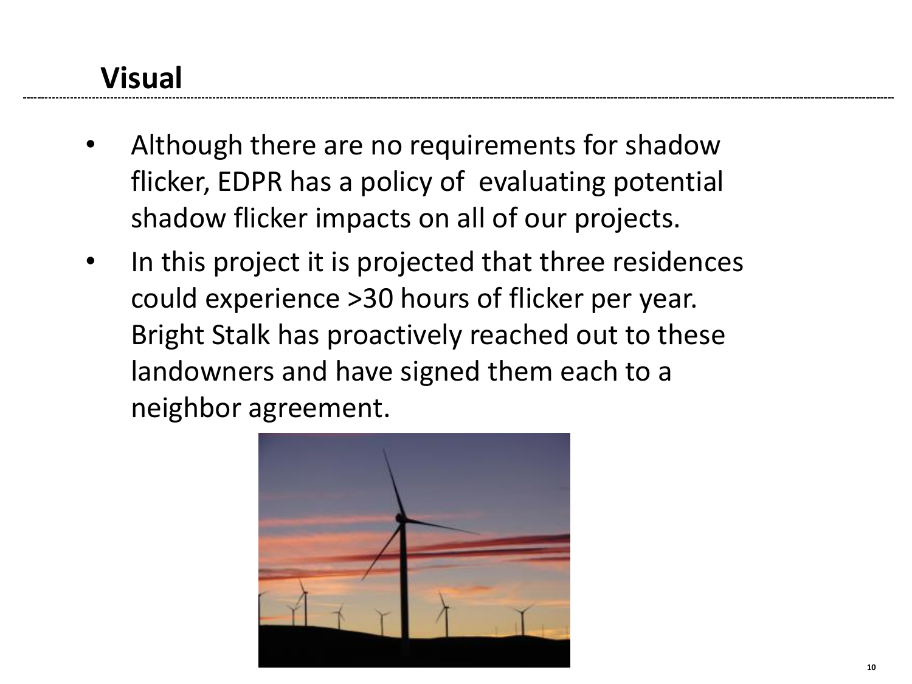## Visual

- Although there are no requirements for shadow flicker, EDPR has a policy of evaluating potential shadow flicker impacts on all of our projects.
- In this project it is projected that three residences could experience >30 hours of flicker per year. Bright Stalk has proactively reached out to these landowners and have signed them each to a neighbor agreement.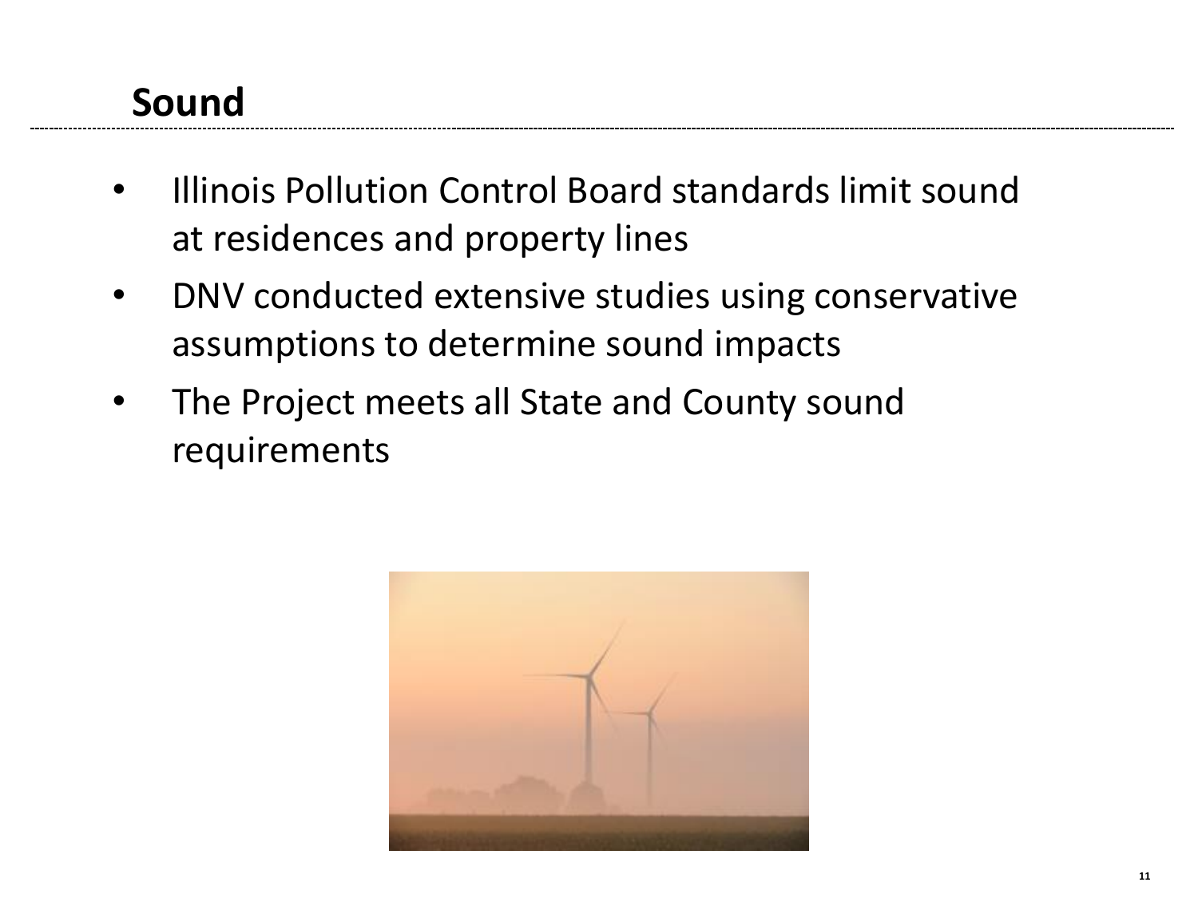## Sound

- Illinois Pollution Control Board standards limit sound at residences and property lines
- DNV conducted extensive studies using conservative assumptions to determine sound impacts
- The Project meets all State and County sound requirements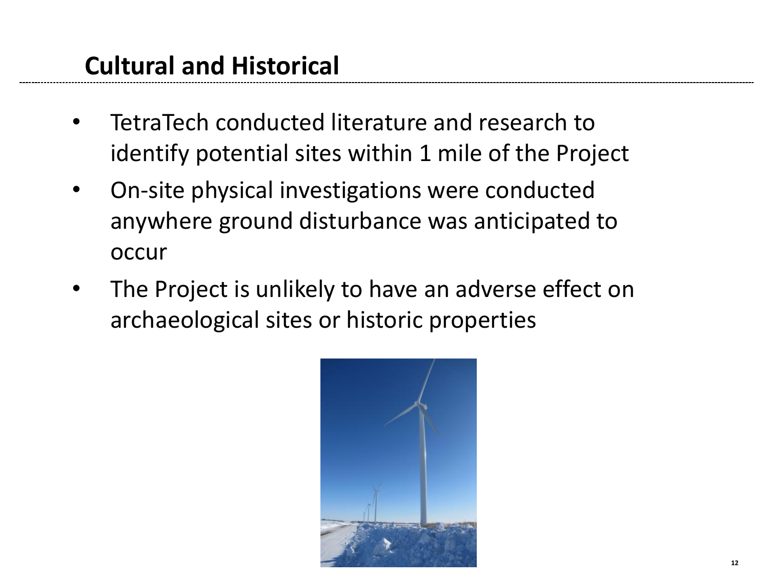## Cultural and Historical

- TetraTech conducted literature and research to identify potential sites within 1 mile of the Project
- On-site physical investigations were conducted anywhere ground disturbance was anticipated to occur
- The Project is unlikely to have an adverse effect on archaeological sites or historic properties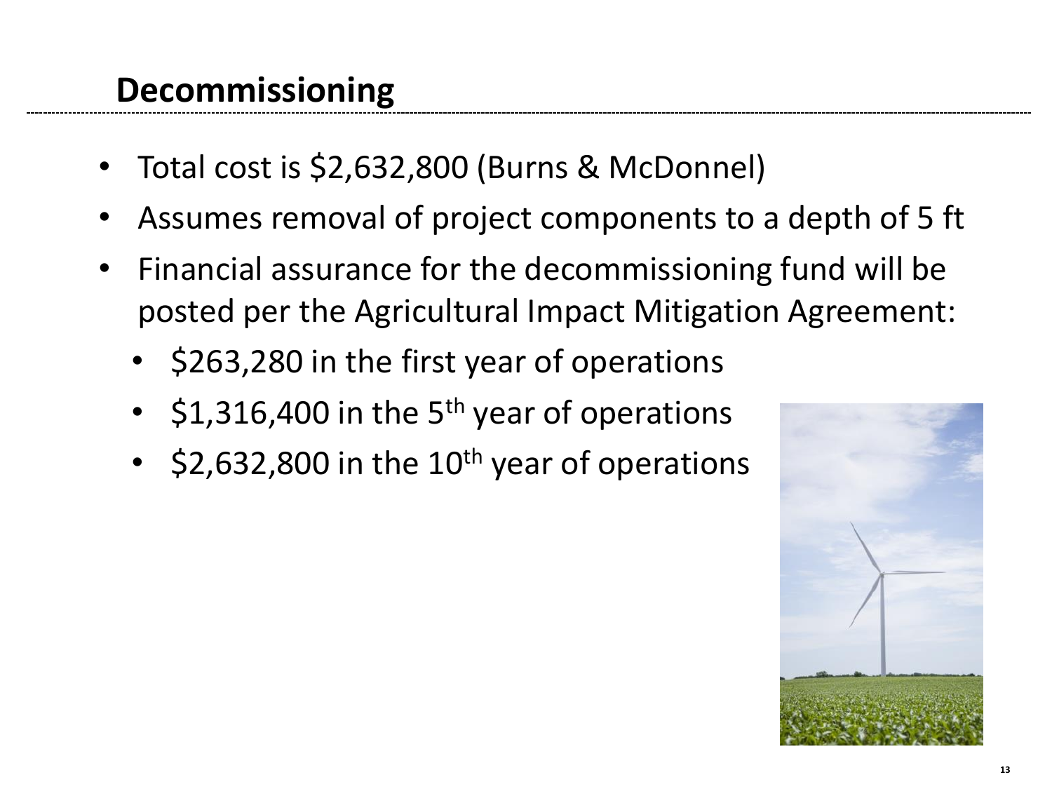## Decommissioning

- Total cost is $2,632,800 (Burns & McDonnel)
- Assumes removal of project components to a depth of 5 ft
- Financial assurance for the decommissioning fund will be posted per the Agricultural Impact Mitigation Agreement:
  - $263,280 in the first year of operations
  - $1,316,400 in the 5th year of operations
  - $2,632,800 in the 10th year of operations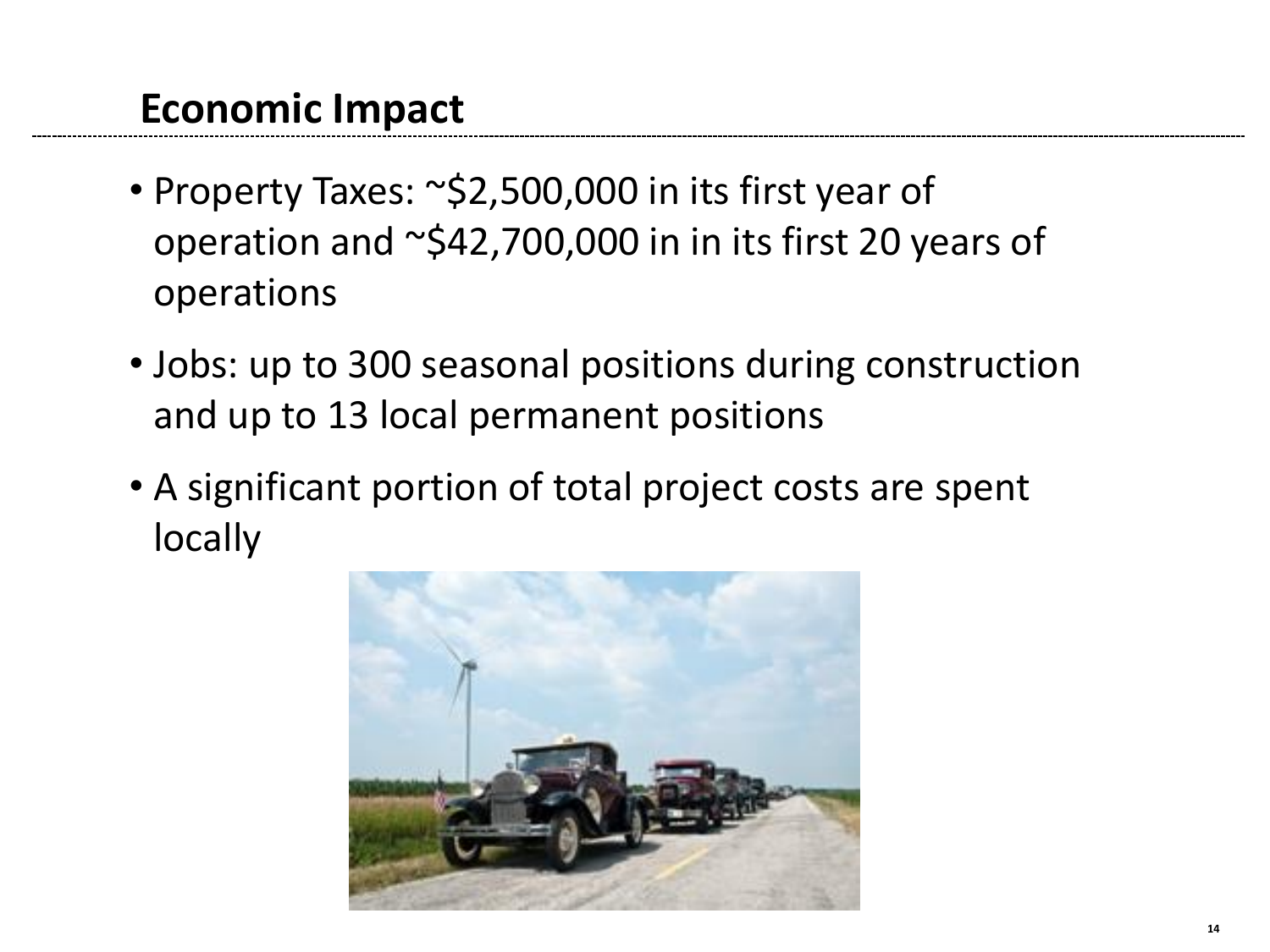## Economic Impact

- Property Taxes: ~$2,500,000 in its first year of operation and ~$42,700,000 in in its first 20 years of operations
- Jobs: up to 300 seasonal positions during construction and up to 13 local permanent positions
- A significant portion of total project costs are spent locally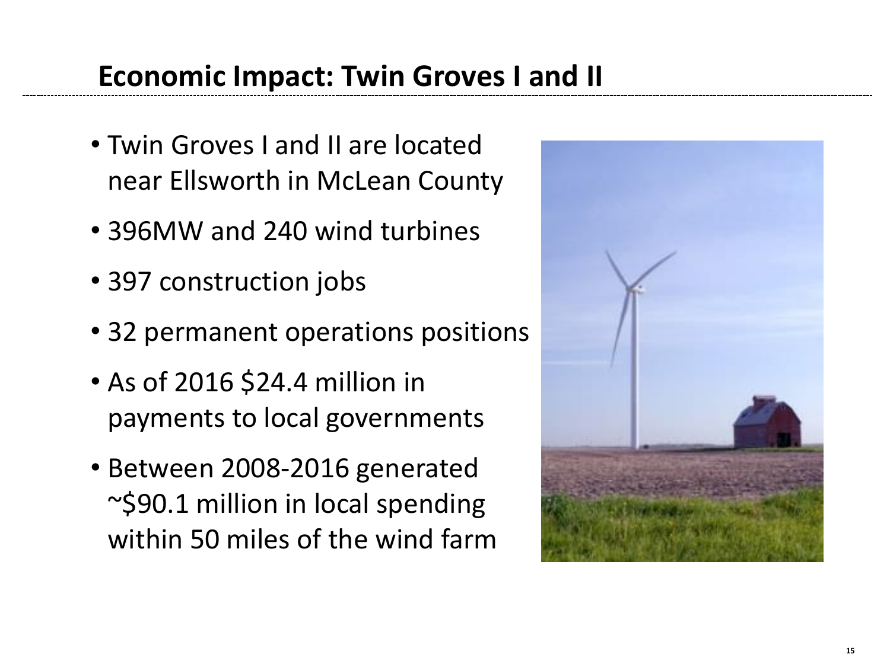## Economic Impact: Twin Groves I and II

- Twin Groves I and II are located near Ellsworth in McLean County
- 396MW and 240 wind turbines
- 397 construction jobs
- 32 permanent operations positions
- As of 2016 $24.4 million in payments to local governments
- Between 2008-2016 generated ~$90.1 million in local spending within 50 miles of the wind farm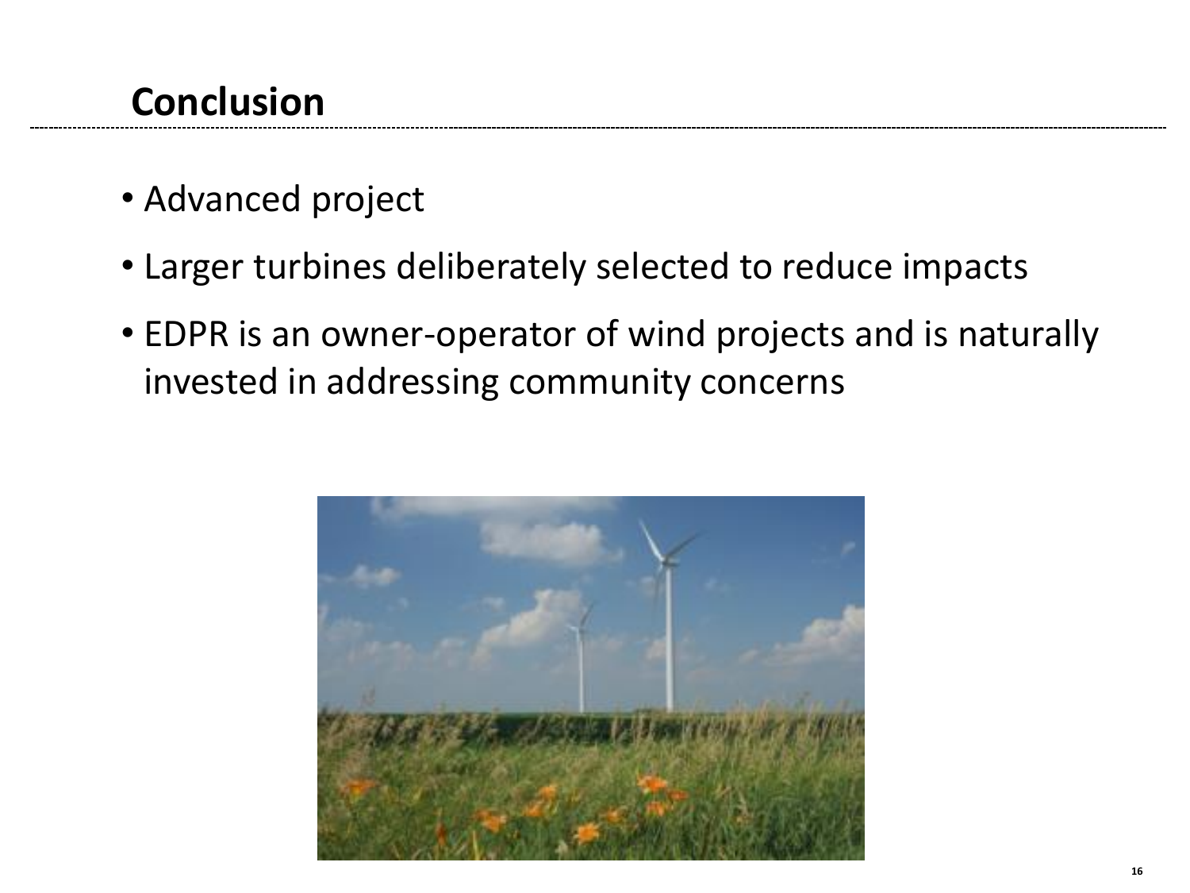## Conclusion

- Advanced project
- Larger turbines deliberately selected to reduce impacts
- EDPR is an owner-operator of wind projects and is naturally invested in addressing community concerns